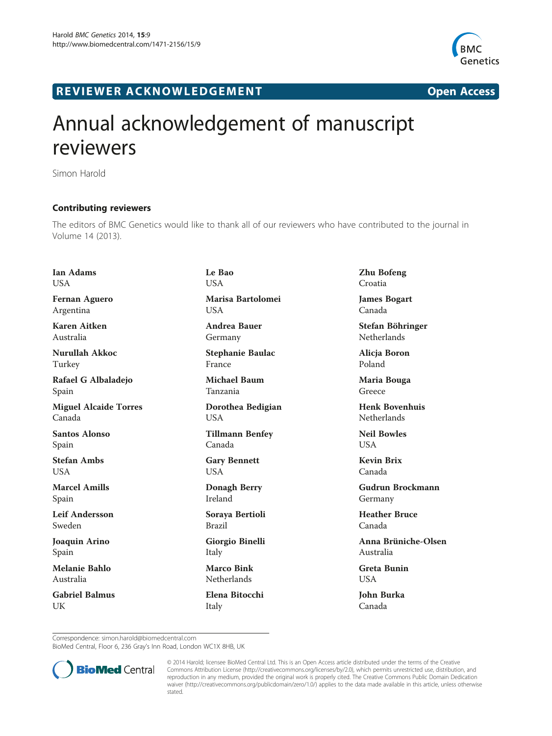REVIEWER ACKNOWLEDGEMENT

Open Access

# Annual acknowledgement of manuscript reviewers

Simon Harold

## Contributing reviewers

The editors of BMC Genetics would like to thank all of our reviewers who have contributed to the journal in Volume 14 (2013).

**Ian Adams**
USA

**Fernan Aguero**
Argentina

**Karen Aitken**
Australia

**Nurullah Akkoc**
Turkey

**Rafael G Albaladejo**
Spain

**Miguel Alcaide Torres**
Canada

**Santos Alonso**
Spain

**Stefan Ambs**
USA

**Marcel Amills**
Spain

**Leif Andersson**
Sweden

**Joaquin Arino**
Spain

**Melanie Bahlo**
Australia

**Gabriel Balmus**
UK

**Le Bao**
USA

**Marisa Bartolomei**
USA

**Andrea Bauer**
Germany

**Stephanie Baulac**
France

**Michael Baum**
Tanzania

**Dorothea Bedigian**
USA

**Tillmann Benfey**
Canada

**Gary Bennett**
USA

**Donagh Berry**
Ireland

**Soraya Bertioli**
Brazil

**Giorgio Binelli**
Italy

**Marco Bink**
Netherlands

**Elena Bitocchi**
Italy

**Zhu Bofeng**
Croatia

**James Bogart**
Canada

**Stefan Böhringer**
Netherlands

**Alicja Boron**
Poland

**Maria Bouga**
Greece

**Henk Bovenhuis**
Netherlands

**Neil Bowles**
USA

**Kevin Brix**
Canada

**Gudrun Brockmann**
Germany

**Heather Bruce**
Canada

**Anna Brüniche-Olsen**
Australia

**Greta Bunin**
USA

**John Burka**
Canada

Correspondence: simon.harold@biomedcentral.com
BioMed Central, Floor 6, 236 Gray's Inn Road, London WC1X 8HB, UK

© 2014 Harold; licensee BioMed Central Ltd. This is an Open Access article distributed under the terms of the Creative Commons Attribution License (http://creativecommons.org/licenses/by/2.0), which permits unrestricted use, distribution, and reproduction in any medium, provided the original work is properly cited. The Creative Commons Public Domain Dedication waiver (http://creativecommons.org/publicdomain/zero/1.0/) applies to the data made available in this article, unless otherwise stated.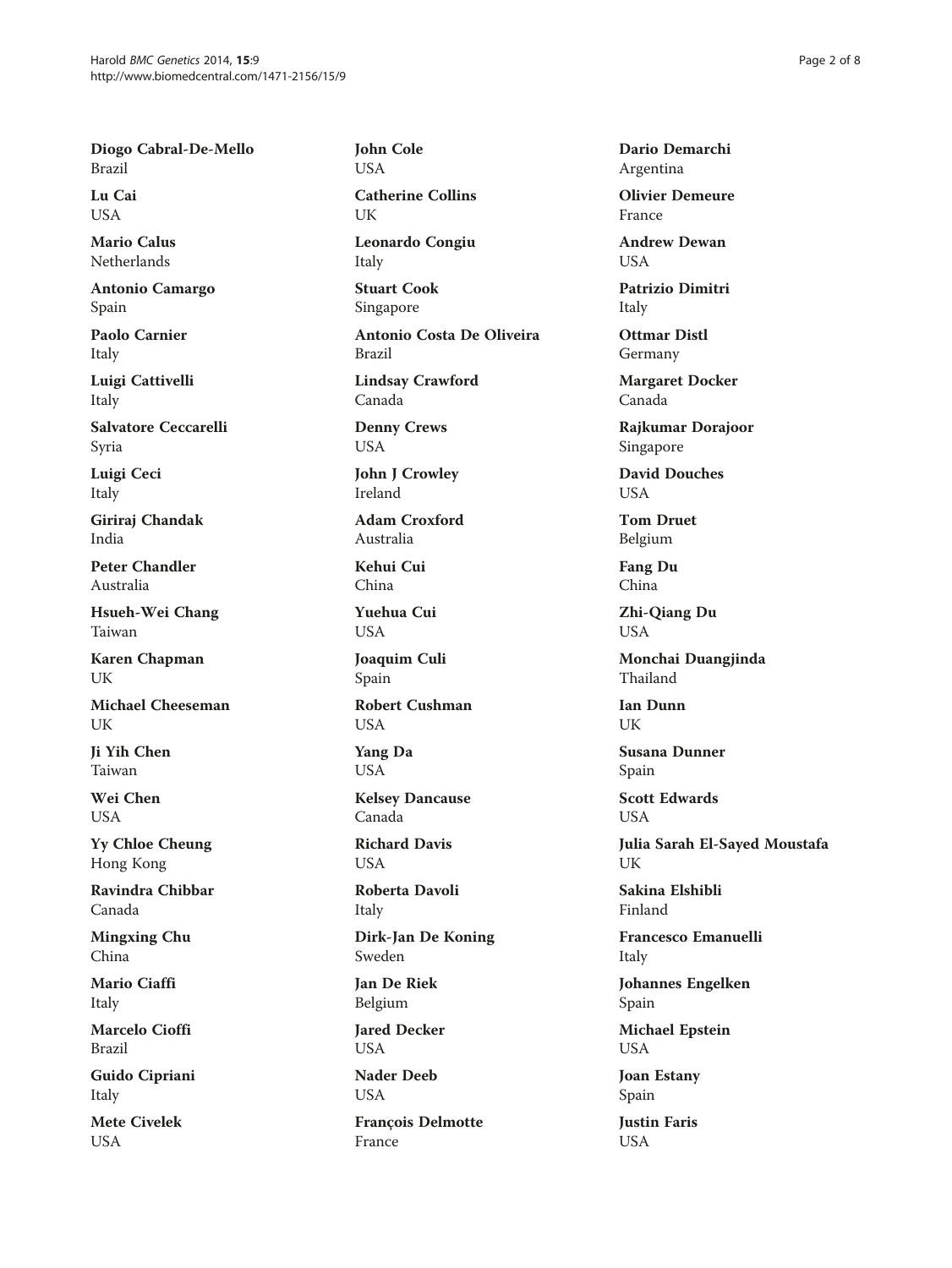**Diogo Cabral-De-Mello**
Brazil

**Lu Cai**
USA

**Mario Calus**
Netherlands

**Antonio Camargo**
Spain

**Paolo Carnier**
Italy

**Luigi Cattivelli**
Italy

**Salvatore Ceccarelli**
Syria

**Luigi Ceci**
Italy

**Giriraj Chandak**
India

**Peter Chandler**
Australia

**Hsueh-Wei Chang**
Taiwan

**Karen Chapman**
UK

**Michael Cheeseman**
UK

**Ji Yih Chen**
Taiwan

**Wei Chen**
USA

**Yy Chloe Cheung**
Hong Kong

**Ravindra Chibbar**
Canada

**Mingxing Chu**
China

**Mario Ciaffi**
Italy

**Marcelo Cioffi**
Brazil

**Guido Cipriani**
Italy

**Mete Civelek**
USA

**John Cole**
USA

**Catherine Collins**
UK

**Leonardo Congiu**
Italy

**Stuart Cook**
Singapore

**Antonio Costa De Oliveira**
Brazil

**Lindsay Crawford**
Canada

**Denny Crews**
USA

**John J Crowley**
Ireland

**Adam Croxford**
Australia

**Kehui Cui**
China

**Yuehua Cui**
USA

**Joaquim Culi**
Spain

**Robert Cushman**
USA

**Yang Da**
USA

**Kelsey Dancause**
Canada

**Richard Davis**
USA

**Roberta Davoli**
Italy

**Dirk-Jan De Koning**
Sweden

**Jan De Riek**
Belgium

**Jared Decker**
USA

**Nader Deeb**
USA

**François Delmotte**
France

**Dario Demarchi**
Argentina

**Olivier Demeure**
France

**Andrew Dewan**
USA

**Patrizio Dimitri**
Italy

**Ottmar Distl**
Germany

**Margaret Docker**
Canada

**Rajkumar Dorajoor**
Singapore

**David Douches**
USA

**Tom Druet**
Belgium

**Fang Du**
China

**Zhi-Qiang Du**
USA

**Monchai Duangjinda**
Thailand

**Ian Dunn**
UK

**Susana Dunner**
Spain

**Scott Edwards**
USA

**Julia Sarah El-Sayed Moustafa**
UK

**Sakina Elshibli**
Finland

**Francesco Emanuelli**
Italy

**Johannes Engelken**
Spain

**Michael Epstein**
USA

**Joan Estany**
Spain

**Justin Faris**
USA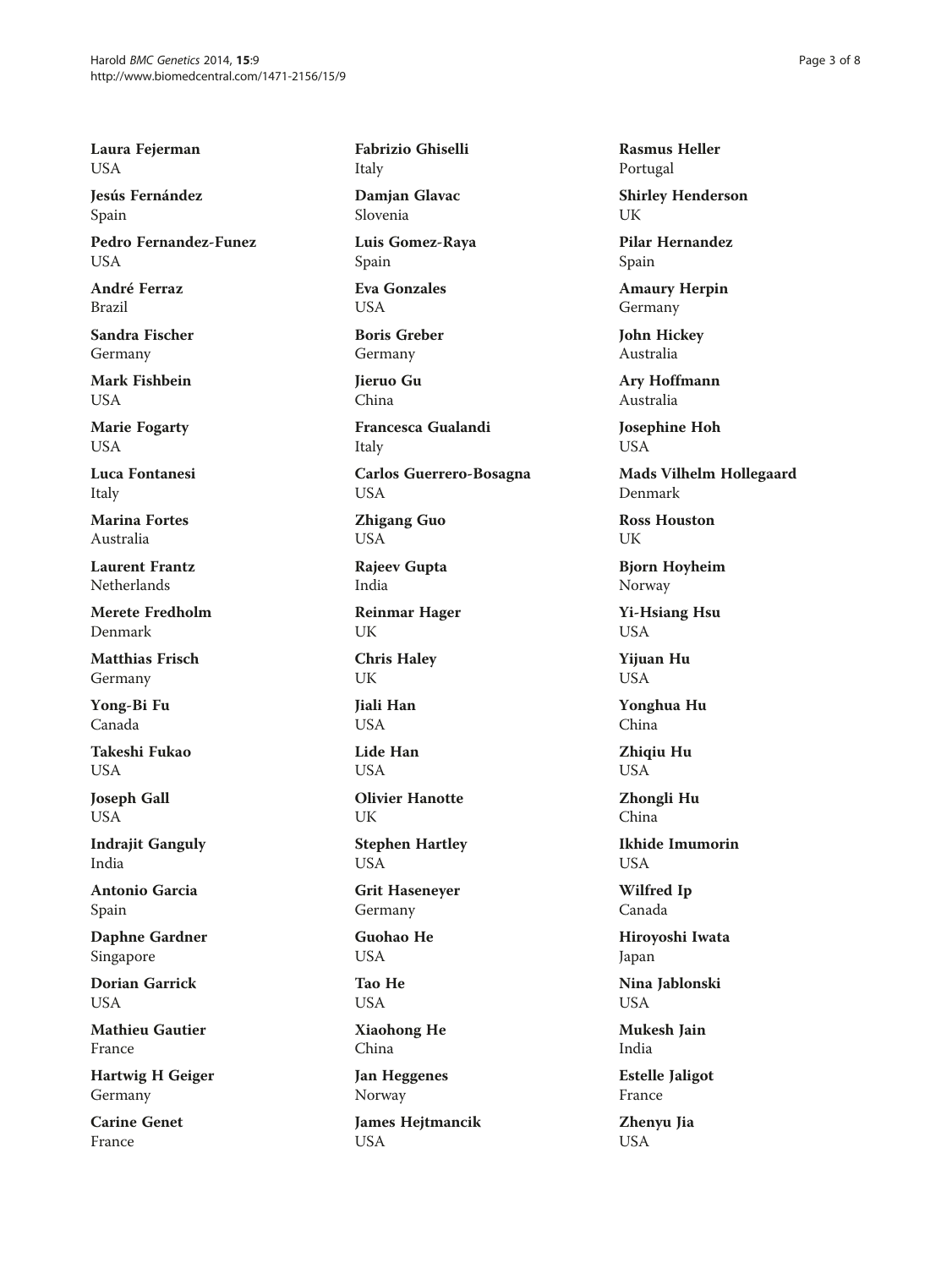**Laura Fejerman**
USA

**Jesús Fernández**
Spain

**Pedro Fernandez-Funez**
USA

**André Ferraz**
Brazil

**Sandra Fischer**
Germany

**Mark Fishbein**
USA

**Marie Fogarty**
USA

**Luca Fontanesi**
Italy

**Marina Fortes**
Australia

**Laurent Frantz**
Netherlands

**Merete Fredholm**
Denmark

**Matthias Frisch**
Germany

**Yong-Bi Fu**
Canada

**Takeshi Fukao**
USA

**Joseph Gall**
USA

**Indrajit Ganguly**
India

**Antonio Garcia**
Spain

**Daphne Gardner**
Singapore

**Dorian Garrick**
USA

**Mathieu Gautier**
France

**Hartwig H Geiger**
Germany

**Carine Genet**
France

**Fabrizio Ghiselli**
Italy

**Damjan Glavac**
Slovenia

**Luis Gomez-Raya**
Spain

**Eva Gonzales**
USA

**Boris Greber**
Germany

**Jieruo Gu**
China

**Francesca Gualandi**
Italy

**Carlos Guerrero-Bosagna**
USA

**Zhigang Guo**
USA

**Rajeev Gupta**
India

**Reinmar Hager**
UK

**Chris Haley**
UK

**Jiali Han**
USA

**Lide Han**
USA

**Olivier Hanotte**
UK

**Stephen Hartley**
USA

**Grit Haseneyer**
Germany

**Guohao He**
USA

**Tao He**
USA

**Xiaohong He**
China

**Jan Heggenes**
Norway

**James Hejtmancik**
USA

**Rasmus Heller**
Portugal

**Shirley Henderson**
UK

**Pilar Hernandez**
Spain

**Amaury Herpin**
Germany

**John Hickey**
Australia

**Ary Hoffmann**
Australia

**Josephine Hoh**
USA

**Mads Vilhelm Hollegaard**
Denmark

**Ross Houston**
UK

**Bjorn Hoyheim**
Norway

**Yi-Hsiang Hsu**
USA

**Yijuan Hu**
USA

**Yonghua Hu**
China

**Zhiqiu Hu**
USA

**Zhongli Hu**
China

**Ikhide Imumorin**
USA

**Wilfred Ip**
Canada

**Hiroyoshi Iwata**
Japan

**Nina Jablonski**
USA

**Mukesh Jain**
India

**Estelle Jaligot**
France

**Zhenyu Jia**
USA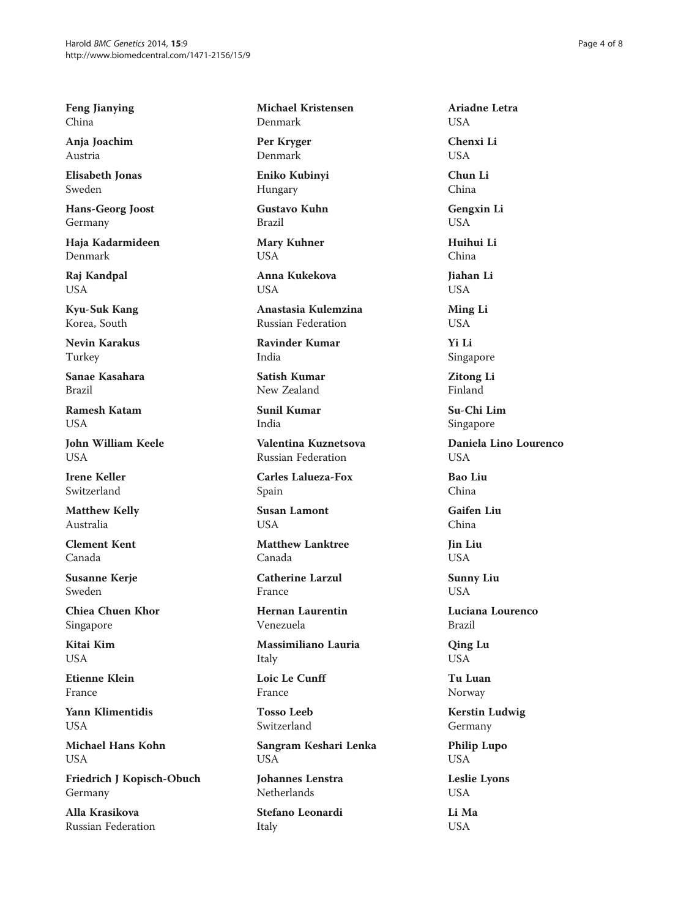**Feng Jianying**
China

**Anja Joachim**
Austria

**Elisabeth Jonas**
Sweden

**Hans-Georg Joost**
Germany

**Haja Kadarmideen**
Denmark

**Raj Kandpal**
USA

**Kyu-Suk Kang**
Korea, South

**Nevin Karakus**
Turkey

**Sanae Kasahara**
Brazil

**Ramesh Katam**
USA

**John William Keele**
USA

**Irene Keller**
Switzerland

**Matthew Kelly**
Australia

**Clement Kent**
Canada

**Susanne Kerje**
Sweden

**Chiea Chuen Khor**
Singapore

**Kitai Kim**
USA

**Etienne Klein**
France

**Yann Klimentidis**
USA

**Michael Hans Kohn**
USA

**Friedrich J Kopisch-Obuch**
Germany

**Alla Krasikova**
Russian Federation

**Michael Kristensen**
Denmark

**Per Kryger**
Denmark

**Eniko Kubinyi**
Hungary

**Gustavo Kuhn**
Brazil

**Mary Kuhner**
USA

**Anna Kukekova**
USA

**Anastasia Kulemzina**
Russian Federation

**Ravinder Kumar**
India

**Satish Kumar**
New Zealand

**Sunil Kumar**
India

**Valentina Kuznetsova**
Russian Federation

**Carles Lalueza-Fox**
Spain

**Susan Lamont**
USA

**Matthew Lanktree**
Canada

**Catherine Larzul**
France

**Hernan Laurentin**
Venezuela

**Massimiliano Lauria**
Italy

**Loic Le Cunff**
France

**Tosso Leeb**
Switzerland

**Sangram Keshari Lenka**
USA

**Johannes Lenstra**
Netherlands

**Stefano Leonardi**
Italy

**Ariadne Letra**
USA

**Chenxi Li**
USA

**Chun Li**
China

**Gengxin Li**
USA

**Huihui Li**
China

**Jiahan Li**
USA

**Ming Li**
USA

**Yi Li**
Singapore

**Zitong Li**
Finland

**Su-Chi Lim**
Singapore

**Daniela Lino Lourenco**
USA

**Bao Liu**
China

**Gaifen Liu**
China

**Jin Liu**
USA

**Sunny Liu**
USA

**Luciana Lourenco**
Brazil

**Qing Lu**
USA

**Tu Luan**
Norway

**Kerstin Ludwig**
Germany

**Philip Lupo**
USA

**Leslie Lyons**
USA

**Li Ma**
USA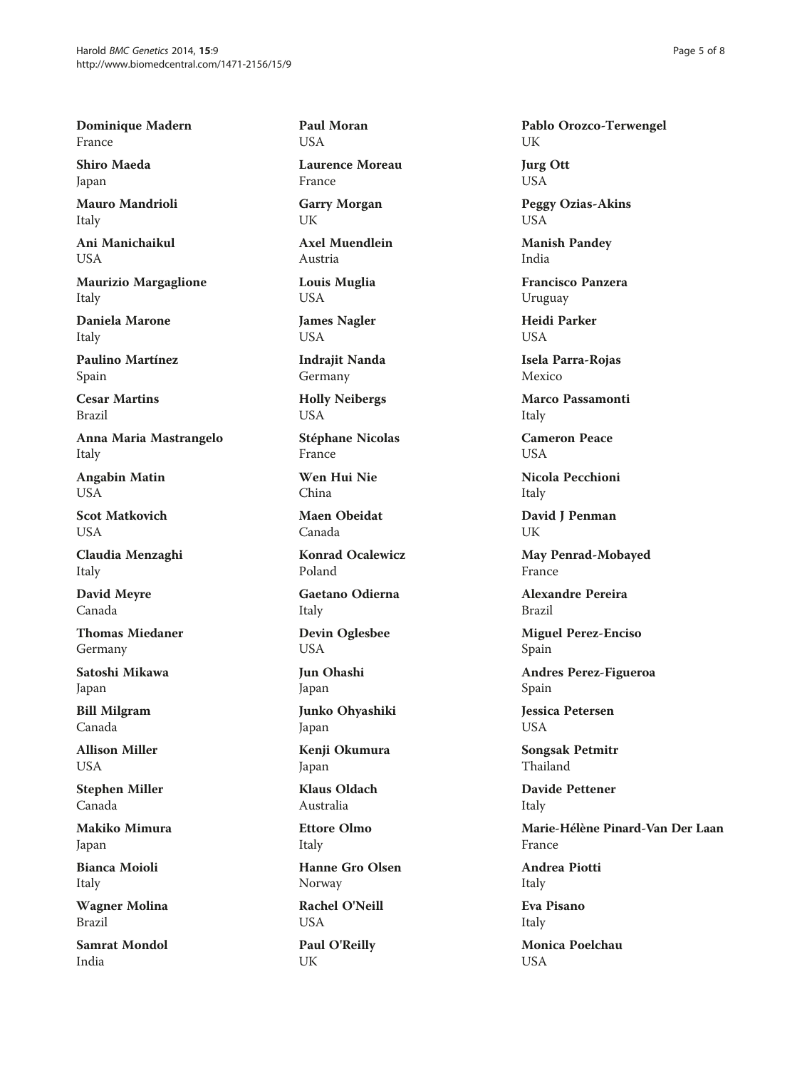**Dominique Madern**
France

**Shiro Maeda**
Japan

**Mauro Mandrioli**
Italy

**Ani Manichaikul**
USA

**Maurizio Margaglione**
Italy

**Daniela Marone**
Italy

**Paulino Martínez**
Spain

**Cesar Martins**
Brazil

**Anna Maria Mastrangelo**
Italy

**Angabin Matin**
USA

**Scot Matkovich**
USA

**Claudia Menzaghi**
Italy

**David Meyre**
Canada

**Thomas Miedaner**
Germany

**Satoshi Mikawa**
Japan

**Bill Milgram**
Canada

**Allison Miller**
USA

**Stephen Miller**
Canada

**Makiko Mimura**
Japan

**Bianca Moioli**
Italy

**Wagner Molina**
Brazil

**Samrat Mondol**
India

**Paul Moran**
USA

**Laurence Moreau**
France

**Garry Morgan**
UK

**Axel Muendlein**
Austria

**Louis Muglia**
USA

**James Nagler**
USA

**Indrajit Nanda**
Germany

**Holly Neibergs**
USA

**Stéphane Nicolas**
France

**Wen Hui Nie**
China

**Maen Obeidat**
Canada

**Konrad Ocalewicz**
Poland

**Gaetano Odierna**
Italy

**Devin Oglesbee**
USA

**Jun Ohashi**
Japan

**Junko Ohyashiki**
Japan

**Kenji Okumura**
Japan

**Klaus Oldach**
Australia

**Ettore Olmo**
Italy

**Hanne Gro Olsen**
Norway

**Rachel O'Neill**
USA

**Paul O'Reilly**
UK

**Pablo Orozco-Terwengel**
UK

**Jurg Ott**
USA

**Peggy Ozias-Akins**
USA

**Manish Pandey**
India

**Francisco Panzera**
Uruguay

**Heidi Parker**
USA

**Isela Parra-Rojas**
Mexico

**Marco Passamonti**
Italy

**Cameron Peace**
USA

**Nicola Pecchioni**
Italy

**David J Penman**
UK

**May Penrad-Mobayed**
France

**Alexandre Pereira**
Brazil

**Miguel Perez-Enciso**
Spain

**Andres Perez-Figueroa**
Spain

**Jessica Petersen**
USA

**Songsak Petmitr**
Thailand

**Davide Pettener**
Italy

**Marie-Hélène Pinard-Van Der Laan**
France

**Andrea Piotti**
Italy

**Eva Pisano**
Italy

**Monica Poelchau**
USA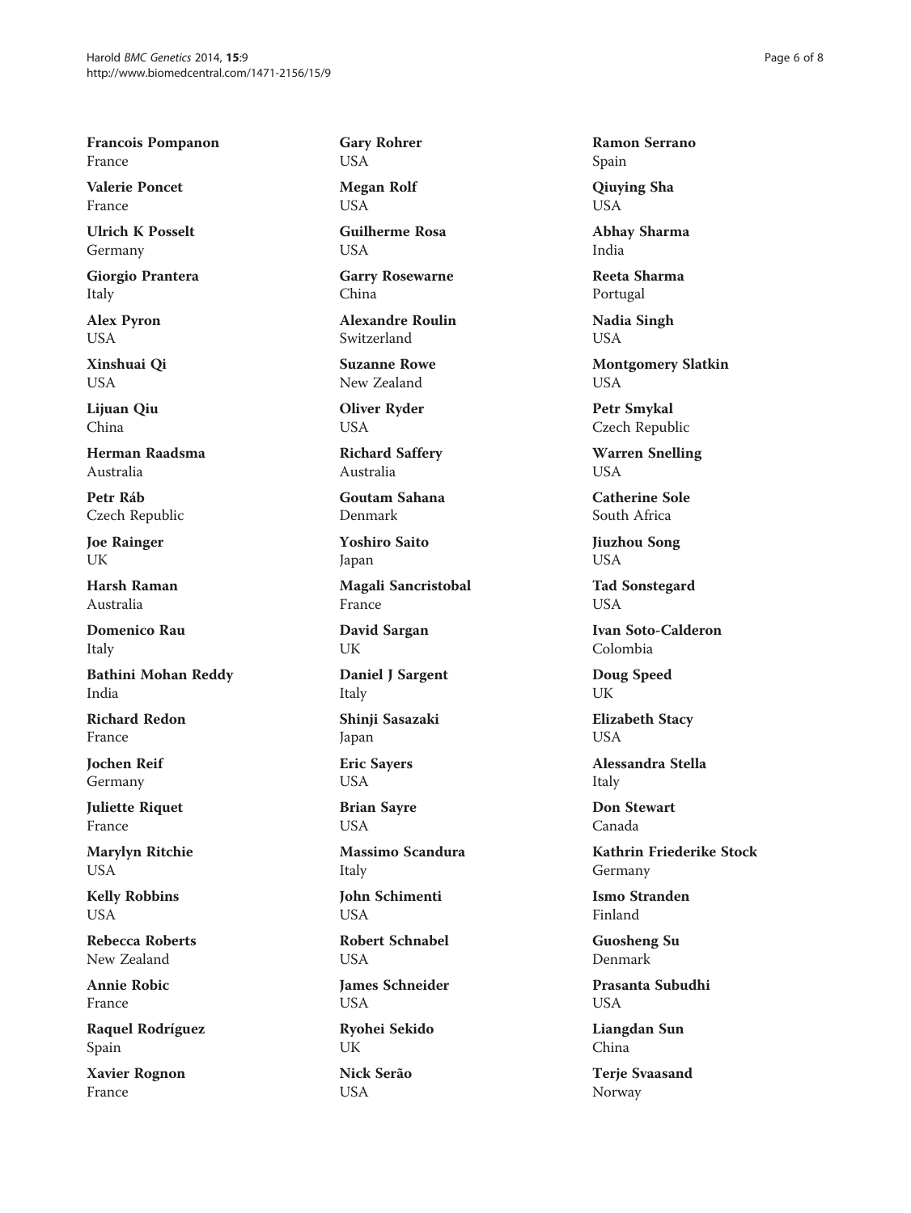**Francois Pompanon**
France

**Valerie Poncet**
France

**Ulrich K Posselt**
Germany

**Giorgio Prantera**
Italy

**Alex Pyron**
USA

**Xinshuai Qi**
USA

**Lijuan Qiu**
China

**Herman Raadsma**
Australia

**Petr Ráb**
Czech Republic

**Joe Rainger**
UK

**Harsh Raman**
Australia

**Domenico Rau**
Italy

**Bathini Mohan Reddy**
India

**Richard Redon**
France

**Jochen Reif**
Germany

**Juliette Riquet**
France

**Marylyn Ritchie**
USA

**Kelly Robbins**
USA

**Rebecca Roberts**
New Zealand

**Annie Robic**
France

**Raquel Rodríguez**
Spain

**Xavier Rognon**
France

**Gary Rohrer**
USA

**Megan Rolf**
USA

**Guilherme Rosa**
USA

**Garry Rosewarne**
China

**Alexandre Roulin**
Switzerland

**Suzanne Rowe**
New Zealand

**Oliver Ryder**
USA

**Richard Saffery**
Australia

**Goutam Sahana**
Denmark

**Yoshiro Saito**
Japan

**Magali Sancristobal**
France

**David Sargan**
UK

**Daniel J Sargent**
Italy

**Shinji Sasazaki**
Japan

**Eric Sayers**
USA

**Brian Sayre**
USA

**Massimo Scandura**
Italy

**John Schimenti**
USA

**Robert Schnabel**
USA

**James Schneider**
USA

**Ryohei Sekido**
UK

**Nick Serão**
USA

**Ramon Serrano**
Spain

**Qiuying Sha**
USA

**Abhay Sharma**
India

**Reeta Sharma**
Portugal

**Nadia Singh**
USA

**Montgomery Slatkin**
USA

**Petr Smykal**
Czech Republic

**Warren Snelling**
USA

**Catherine Sole**
South Africa

**Jiuzhou Song**
USA

**Tad Sonstegard**
USA

**Ivan Soto-Calderon**
Colombia

**Doug Speed**
UK

**Elizabeth Stacy**
USA

**Alessandra Stella**
Italy

**Don Stewart**
Canada

**Kathrin Friederike Stock**
Germany

**Ismo Stranden**
Finland

**Guosheng Su**
Denmark

**Prasanta Subudhi**
USA

**Liangdan Sun**
China

**Terje Svaasand**
Norway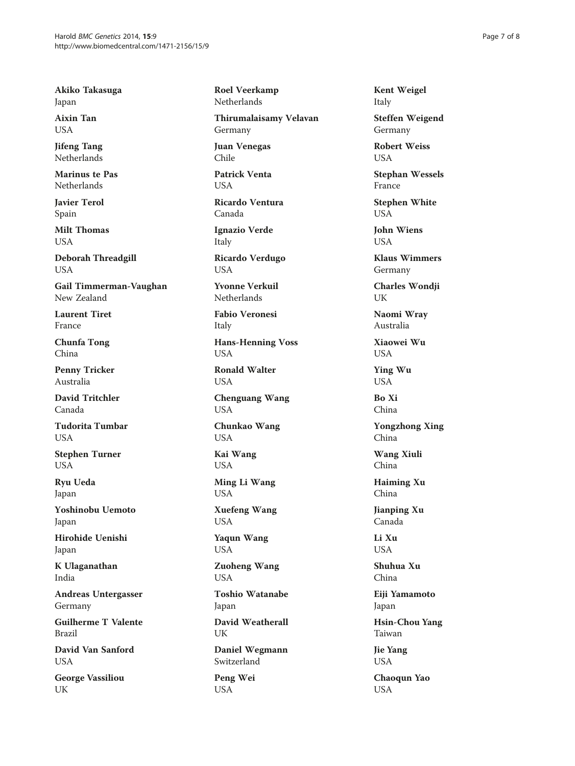**Akiko Takasuga**
Japan

**Aixin Tan**
USA

**Jifeng Tang**
Netherlands

**Marinus te Pas**
Netherlands

**Javier Terol**
Spain

**Milt Thomas**
USA

**Deborah Threadgill**
USA

**Gail Timmerman-Vaughan**
New Zealand

**Laurent Tiret**
France

**Chunfa Tong**
China

**Penny Tricker**
Australia

**David Tritchler**
Canada

**Tudorita Tumbar**
USA

**Stephen Turner**
USA

**Ryu Ueda**
Japan

**Yoshinobu Uemoto**
Japan

**Hirohide Uenishi**
Japan

**K Ulaganathan**
India

**Andreas Untergasser**
Germany

**Guilherme T Valente**
Brazil

**David Van Sanford**
USA

**George Vassiliou**
UK

**Roel Veerkamp**
Netherlands

**Thirumalaisamy Velavan**
Germany

**Juan Venegas**
Chile

**Patrick Venta**
USA

**Ricardo Ventura**
Canada

**Ignazio Verde**
Italy

**Ricardo Verdugo**
USA

**Yvonne Verkuil**
Netherlands

**Fabio Veronesi**
Italy

**Hans-Henning Voss**
USA

**Ronald Walter**
USA

**Chenguang Wang**
USA

**Chunkao Wang**
USA

**Kai Wang**
USA

**Ming Li Wang**
USA

**Xuefeng Wang**
USA

**Yaqun Wang**
USA

**Zuoheng Wang**
USA

**Toshio Watanabe**
Japan

**David Weatherall**
UK

**Daniel Wegmann**
Switzerland

**Peng Wei**
USA

**Kent Weigel**
Italy

**Steffen Weigend**
Germany

**Robert Weiss**
USA

**Stephan Wessels**
France

**Stephen White**
USA

**John Wiens**
USA

**Klaus Wimmers**
Germany

**Charles Wondji**
UK

**Naomi Wray**
Australia

**Xiaowei Wu**
USA

**Ying Wu**
USA

**Bo Xi**
China

**Yongzhong Xing**
China

**Wang Xiuli**
China

**Haiming Xu**
China

**Jianping Xu**
Canada

**Li Xu**
USA

**Shuhua Xu**
China

**Eiji Yamamoto**
Japan

**Hsin-Chou Yang**
Taiwan

**Jie Yang**
USA

**Chaoqun Yao**
USA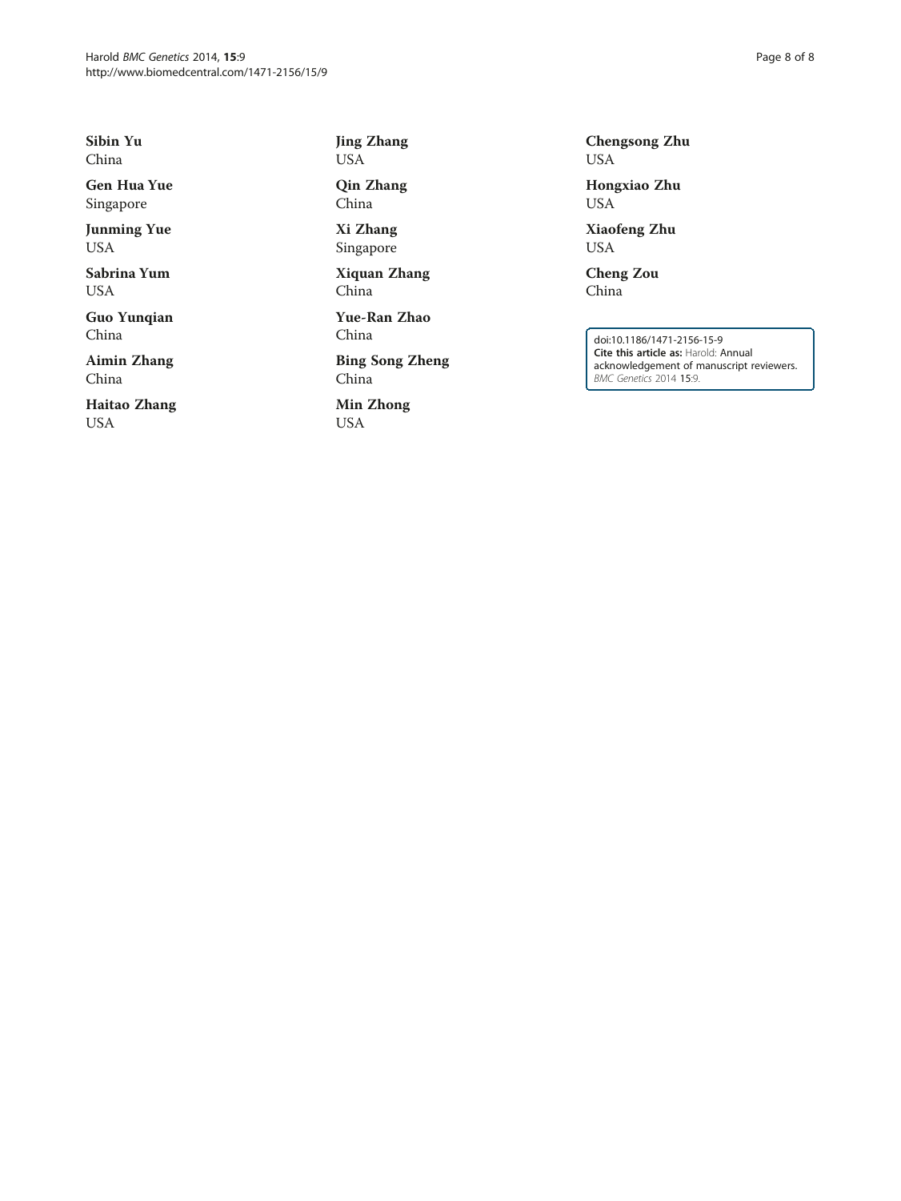**Sibin Yu**
China

**Gen Hua Yue**
Singapore

**Junming Yue**
USA

**Sabrina Yum**
USA

**Guo Yunqian**
China

**Aimin Zhang**
China

**Haitao Zhang**
USA

**Jing Zhang**
USA

**Qin Zhang**
China

**Xi Zhang**
Singapore

**Xiquan Zhang**
China

**Yue-Ran Zhao**
China

**Bing Song Zheng**
China

**Min Zhong**
USA

**Chengsong Zhu**
USA

**Hongxiao Zhu**
USA

**Xiaofeng Zhu**
USA

**Cheng Zou**
China

doi:10.1186/1471-2156-15-9
**Cite this article as:** Harold: Annual acknowledgement of manuscript reviewers. *BMC Genetics* 2014 **15**:9.